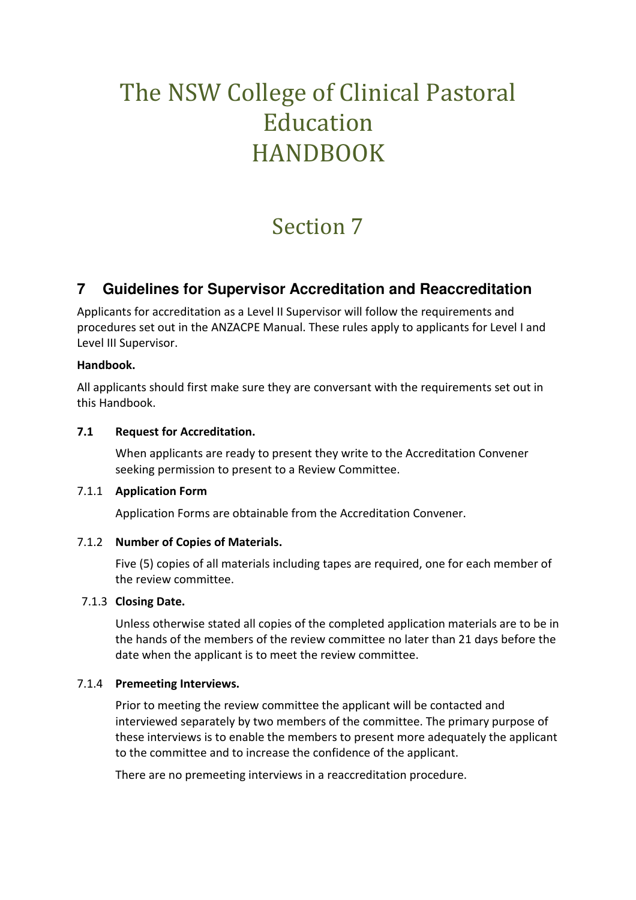# The NSW College of Clinical Pastoral Education HANDBOOK

# Section 7

## 7 Guidelines for Supervisor Accreditation and Reaccreditation

Applicants for accreditation as a Level II Supervisor will follow the requirements and procedures set out in the ANZACPE Manual. These rules apply to applicants for Level I and Level III Supervisor.

**Handbook.**

All applicants should first make sure they are conversant with the requirements set out in this Handbook.

### 7.1 Request for Accreditation.

When applicants are ready to present they write to the Accreditation Convener seeking permission to present to a Review Committee.

#### 7.1.1 Application Form

Application Forms are obtainable from the Accreditation Convener.

#### 7.1.2 Number of Copies of Materials.

Five (5) copies of all materials including tapes are required, one for each member of the review committee.

#### 7.1.3 Closing Date.

Unless otherwise stated all copies of the completed application materials are to be in the hands of the members of the review committee no later than 21 days before the date when the applicant is to meet the review committee.

#### 7.1.4 Premeeting Interviews.

Prior to meeting the review committee the applicant will be contacted and interviewed separately by two members of the committee. The primary purpose of these interviews is to enable the members to present more adequately the applicant to the committee and to increase the confidence of the applicant.

There are no premeeting interviews in a reaccreditation procedure.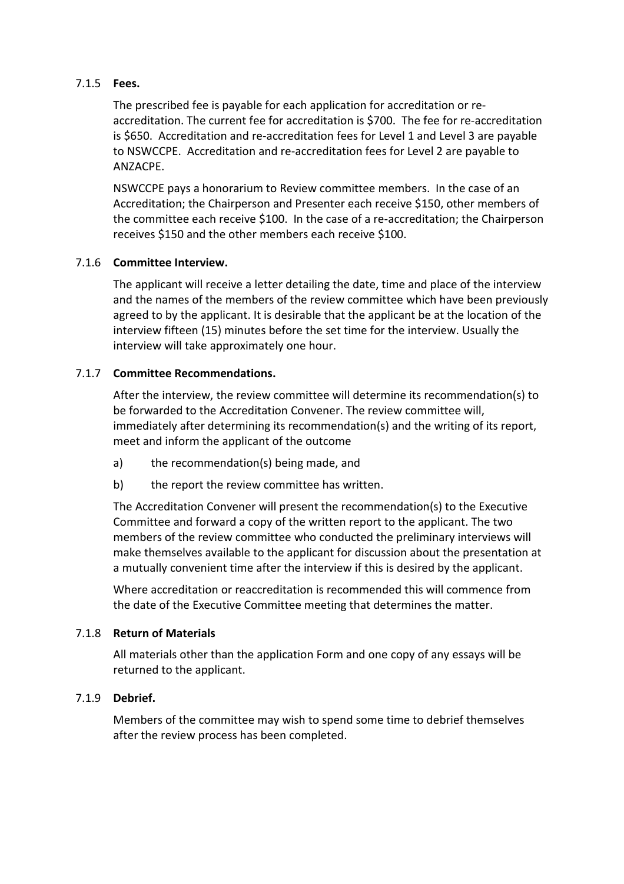#### 7.1.5 **Fees.**

The prescribed fee is payable for each application for accreditation or re-accreditation. The current fee for accreditation is $700. The fee for re-accreditation is $650. Accreditation and re-accreditation fees for Level 1 and Level 3 are payable to NSWCCPE. Accreditation and re-accreditation fees for Level 2 are payable to ANZACPE.

NSWCCPE pays a honorarium to Review committee members. In the case of an Accreditation; the Chairperson and Presenter each receive $150, other members of the committee each receive $100. In the case of a re-accreditation; the Chairperson receives $150 and the other members each receive $100.

#### 7.1.6 **Committee Interview.**

The applicant will receive a letter detailing the date, time and place of the interview and the names of the members of the review committee which have been previously agreed to by the applicant. It is desirable that the applicant be at the location of the interview fifteen (15) minutes before the set time for the interview. Usually the interview will take approximately one hour.

#### 7.1.7 **Committee Recommendations.**

After the interview, the review committee will determine its recommendation(s) to be forwarded to the Accreditation Convener. The review committee will, immediately after determining its recommendation(s) and the writing of its report, meet and inform the applicant of the outcome

a) the recommendation(s) being made, and

b) the report the review committee has written.

The Accreditation Convener will present the recommendation(s) to the Executive Committee and forward a copy of the written report to the applicant. The two members of the review committee who conducted the preliminary interviews will make themselves available to the applicant for discussion about the presentation at a mutually convenient time after the interview if this is desired by the applicant.

Where accreditation or reaccreditation is recommended this will commence from the date of the Executive Committee meeting that determines the matter.

#### 7.1.8 **Return of Materials**

All materials other than the application Form and one copy of any essays will be returned to the applicant.

#### 7.1.9 **Debrief.**

Members of the committee may wish to spend some time to debrief themselves after the review process has been completed.